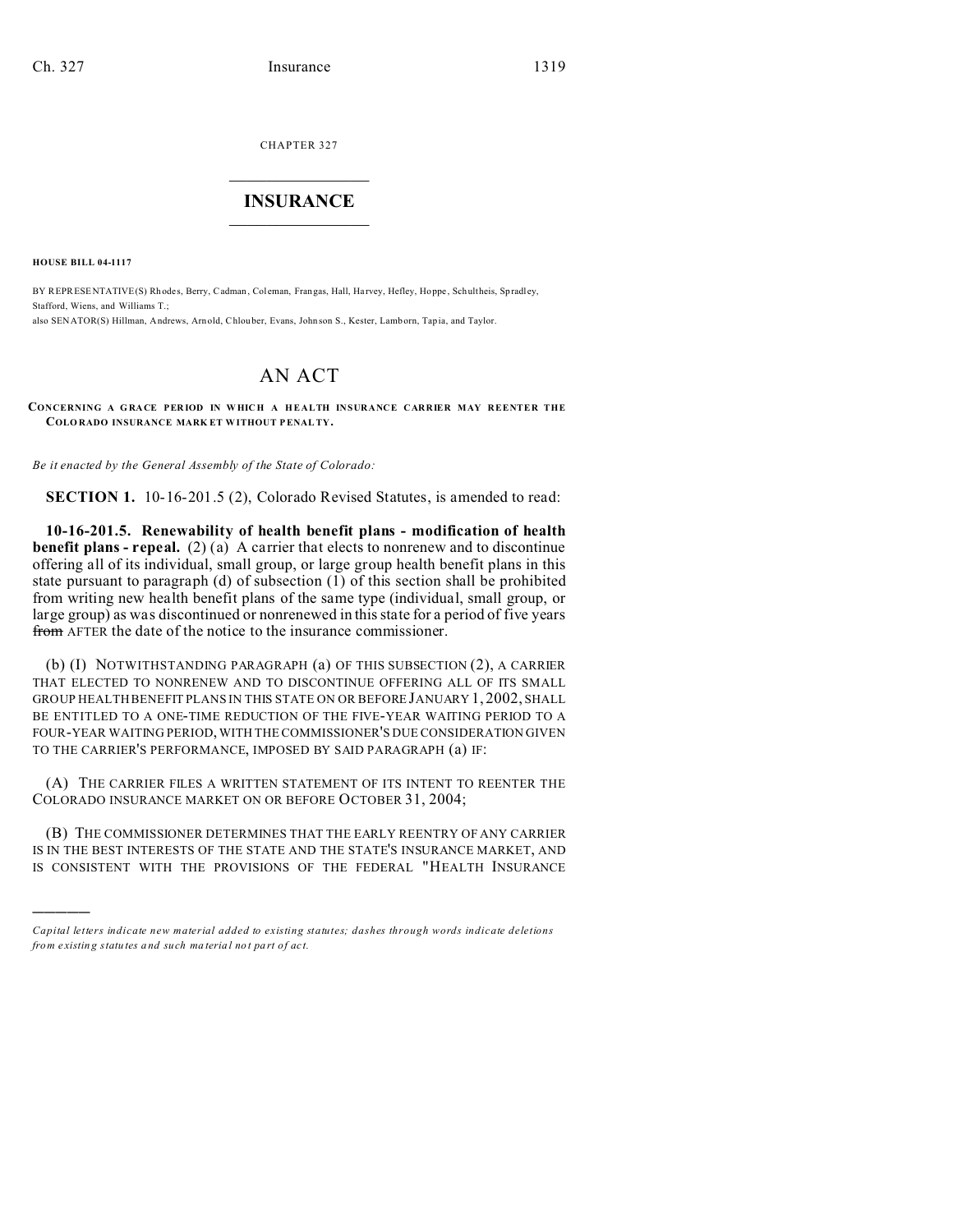CHAPTER 327

# INSURANCE

**HOUSE BILL 04-1117**

BY REPRESENTATIVE(S) Rhodes, Berry, Cadman, Coleman, Frangas, Hall, Harvey, Hefley, Hoppe, Schultheis, Spradley, Stafford, Wiens, and Williams T.;
also SENATOR(S) Hillman, Andrews, Arnold, Chlouber, Evans, Johnson S., Kester, Lamborn, Tapia, and Taylor.

# AN ACT

**CONCERNING A GRACE PERIOD IN WHICH A HEALTH INSURANCE CARRIER MAY REENTER THE COLORADO INSURANCE MARKET WITHOUT PENALTY.**

*Be it enacted by the General Assembly of the State of Colorado:*

**SECTION 1.** 10-16-201.5 (2), Colorado Revised Statutes, is amended to read:

**10-16-201.5. Renewability of health benefit plans - modification of health benefit plans - repeal.** (2) (a) A carrier that elects to nonrenew and to discontinue offering all of its individual, small group, or large group health benefit plans in this state pursuant to paragraph (d) of subsection (1) of this section shall be prohibited from writing new health benefit plans of the same type (individual, small group, or large group) as was discontinued or nonrenewed in this state for a period of five years ~~from~~ AFTER the date of the notice to the insurance commissioner.

(b) (I) NOTWITHSTANDING PARAGRAPH (a) OF THIS SUBSECTION (2), A CARRIER THAT ELECTED TO NONRENEW AND TO DISCONTINUE OFFERING ALL OF ITS SMALL GROUP HEALTH BENEFIT PLANS IN THIS STATE ON OR BEFORE JANUARY 1, 2002, SHALL BE ENTITLED TO A ONE-TIME REDUCTION OF THE FIVE-YEAR WAITING PERIOD TO A FOUR-YEAR WAITING PERIOD, WITH THE COMMISSIONER'S DUE CONSIDERATION GIVEN TO THE CARRIER'S PERFORMANCE, IMPOSED BY SAID PARAGRAPH (a) IF:

(A) THE CARRIER FILES A WRITTEN STATEMENT OF ITS INTENT TO REENTER THE COLORADO INSURANCE MARKET ON OR BEFORE OCTOBER 31, 2004;

(B) THE COMMISSIONER DETERMINES THAT THE EARLY REENTRY OF ANY CARRIER IS IN THE BEST INTERESTS OF THE STATE AND THE STATE'S INSURANCE MARKET, AND IS CONSISTENT WITH THE PROVISIONS OF THE FEDERAL "HEALTH INSURANCE

---

*Capital letters indicate new material added to existing statutes; dashes through words indicate deletions from existing statutes and such material not part of act.*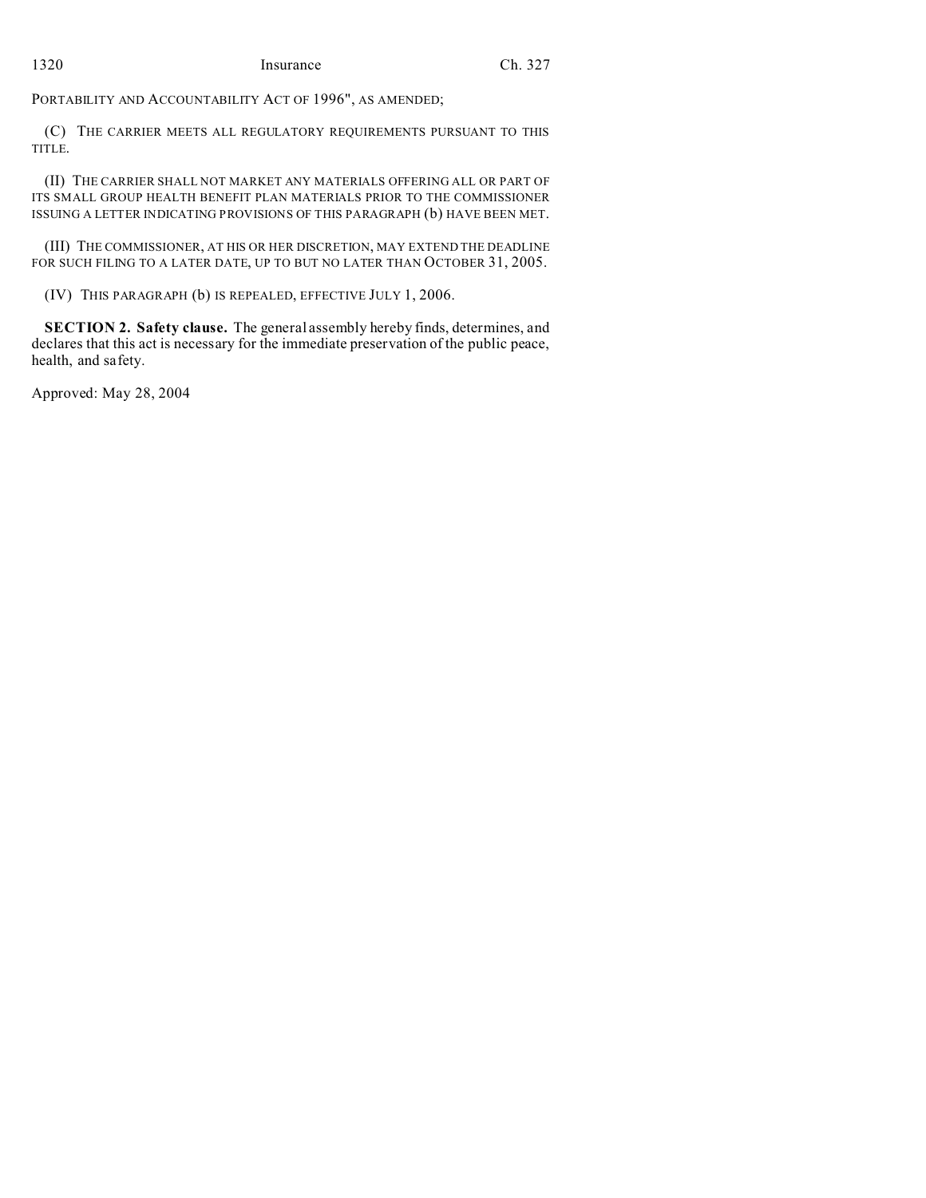PORTABILITY AND ACCOUNTABILITY ACT OF 1996", AS AMENDED;

(C) THE CARRIER MEETS ALL REGULATORY REQUIREMENTS PURSUANT TO THIS TITLE.

(II) THE CARRIER SHALL NOT MARKET ANY MATERIALS OFFERING ALL OR PART OF ITS SMALL GROUP HEALTH BENEFIT PLAN MATERIALS PRIOR TO THE COMMISSIONER ISSUING A LETTER INDICATING PROVISIONS OF THIS PARAGRAPH (b) HAVE BEEN MET.

(III) THE COMMISSIONER, AT HIS OR HER DISCRETION, MAY EXTEND THE DEADLINE FOR SUCH FILING TO A LATER DATE, UP TO BUT NO LATER THAN OCTOBER 31, 2005.

(IV) THIS PARAGRAPH (b) IS REPEALED, EFFECTIVE JULY 1, 2006.

**SECTION 2. Safety clause.** The general assembly hereby finds, determines, and declares that this act is necessary for the immediate preservation of the public peace, health, and safety.

Approved: May 28, 2004